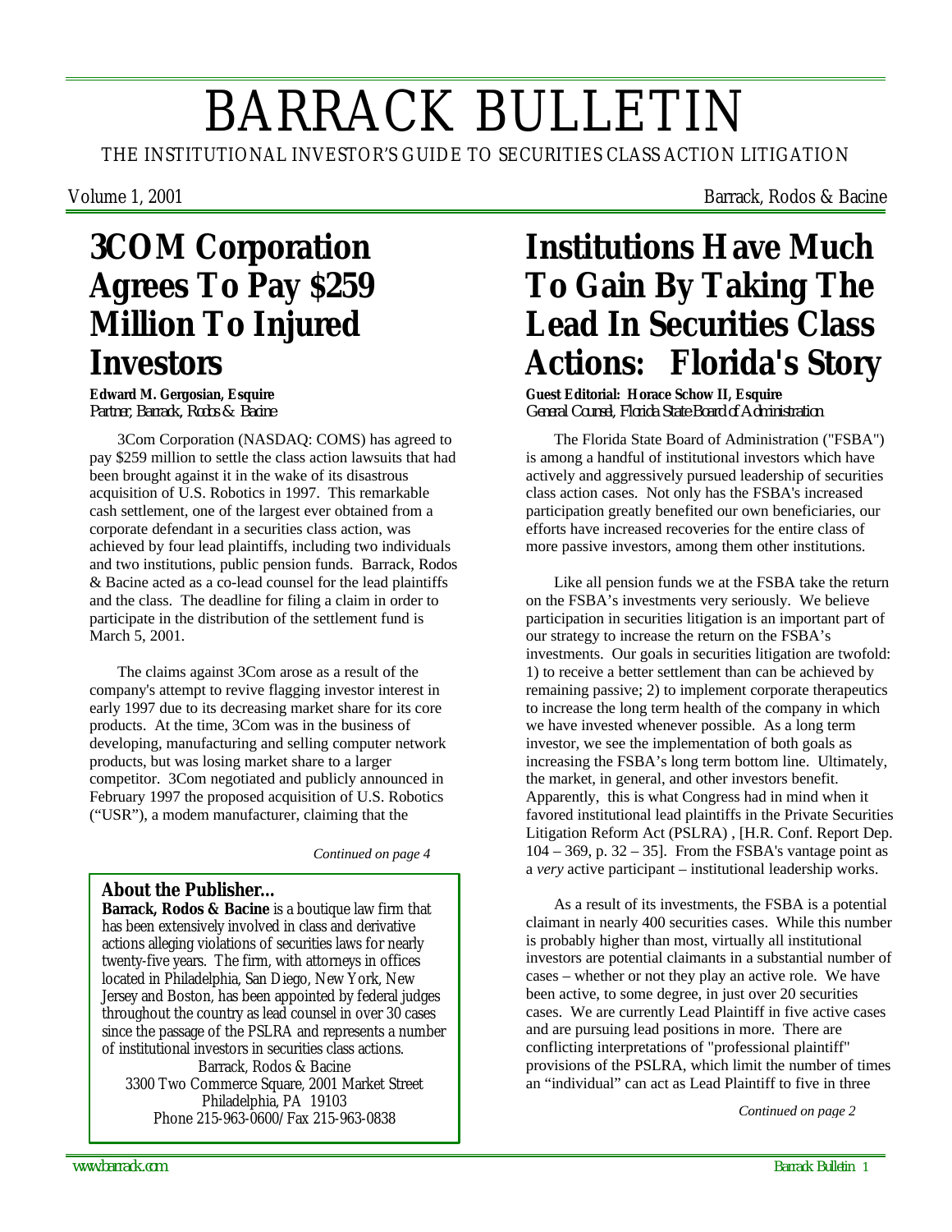# BARRACK BULLETIN

THE INSTITUTIONAL INVESTOR'S GUIDE TO SECURITIES CLASS ACTION LITIGATION

Volume 1, 2001 — Barrack, Rodos & Bacine

## 3COM Corporation Agrees To Pay $259 Million To Injured Investors

**Edward M. Gergosian, Esquire**
*Partner, Barrack, Rodos & Bacine*

3Com Corporation (NASDAQ: COMS) has agreed to pay $259 million to settle the class action lawsuits that had been brought against it in the wake of its disastrous acquisition of U.S. Robotics in 1997. This remarkable cash settlement, one of the largest ever obtained from a corporate defendant in a securities class action, was achieved by four lead plaintiffs, including two individuals and two institutions, public pension funds. Barrack, Rodos & Bacine acted as a co-lead counsel for the lead plaintiffs and the class. The deadline for filing a claim in order to participate in the distribution of the settlement fund is March 5, 2001.

The claims against 3Com arose as a result of the company's attempt to revive flagging investor interest in early 1997 due to its decreasing market share for its core products. At the time, 3Com was in the business of developing, manufacturing and selling computer network products, but was losing market share to a larger competitor. 3Com negotiated and publicly announced in February 1997 the proposed acquisition of U.S. Robotics ("USR"), a modem manufacturer, claiming that the

*Continued on page 4*

### About the Publisher...

**Barrack, Rodos & Bacine** is a boutique law firm that has been extensively involved in class and derivative actions alleging violations of securities laws for nearly twenty-five years. The firm, with attorneys in offices located in Philadelphia, San Diego, New York, New Jersey and Boston, has been appointed by federal judges throughout the country as lead counsel in over 30 cases since the passage of the PSLRA and represents a number of institutional investors in securities class actions.

Barrack, Rodos & Bacine
3300 Two Commerce Square, 2001 Market Street
Philadelphia, PA 19103
Phone 215-963-0600/Fax 215-963-0838

## Institutions Have Much To Gain By Taking The Lead In Securities Class Actions: Florida's Story

**Guest Editorial: Horace Schow II, Esquire**
*General Counsel, Florida State Board of Administration*

The Florida State Board of Administration ("FSBA") is among a handful of institutional investors which have actively and aggressively pursued leadership of securities class action cases. Not only has the FSBA's increased participation greatly benefited our own beneficiaries, our efforts have increased recoveries for the entire class of more passive investors, among them other institutions.

Like all pension funds we at the FSBA take the return on the FSBA's investments very seriously. We believe participation in securities litigation is an important part of our strategy to increase the return on the FSBA's investments. Our goals in securities litigation are twofold: 1) to receive a better settlement than can be achieved by remaining passive; 2) to implement corporate therapeutics to increase the long term health of the company in which we have invested whenever possible. As a long term investor, we see the implementation of both goals as increasing the FSBA's long term bottom line. Ultimately, the market, in general, and other investors benefit. Apparently, this is what Congress had in mind when it favored institutional lead plaintiffs in the Private Securities Litigation Reform Act (PSLRA) , [H.R. Conf. Report Dep. 104 – 369, p. 32 – 35]. From the FSBA's vantage point as a *very* active participant – institutional leadership works.

As a result of its investments, the FSBA is a potential claimant in nearly 400 securities cases. While this number is probably higher than most, virtually all institutional investors are potential claimants in a substantial number of cases – whether or not they play an active role. We have been active, to some degree, in just over 20 securities cases. We are currently Lead Plaintiff in five active cases and are pursuing lead positions in more. There are conflicting interpretations of "professional plaintiff" provisions of the PSLRA, which limit the number of times an "individual" can act as Lead Plaintiff to five in three

*Continued on page 2*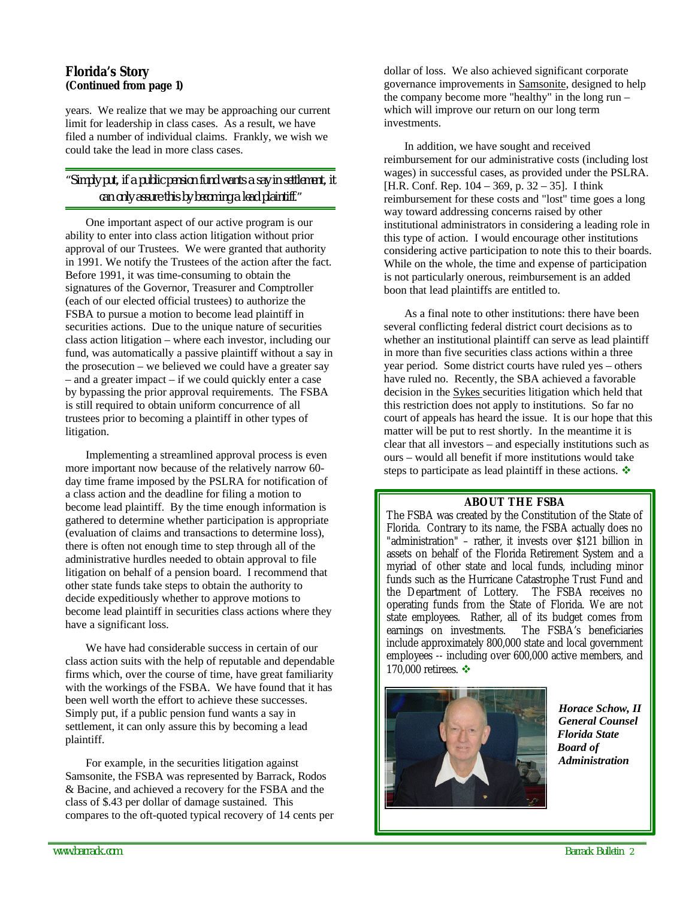## Florida's Story
**(Continued from page 1)**

years. We realize that we may be approaching our current limit for leadership in class cases. As a result, we have filed a number of individual claims. Frankly, we wish we could take the lead in more class cases.

> *"Simply put, if a public pension fund wants a say in settlement, it can only assure this by becoming a lead plaintiff."*

One important aspect of our active program is our ability to enter into class action litigation without prior approval of our Trustees. We were granted that authority in 1991. We notify the Trustees of the action after the fact. Before 1991, it was time-consuming to obtain the signatures of the Governor, Treasurer and Comptroller (each of our elected official trustees) to authorize the FSBA to pursue a motion to become lead plaintiff in securities actions. Due to the unique nature of securities class action litigation – where each investor, including our fund, was automatically a passive plaintiff without a say in the prosecution – we believed we could have a greater say – and a greater impact – if we could quickly enter a case by bypassing the prior approval requirements. The FSBA is still required to obtain uniform concurrence of all trustees prior to becoming a plaintiff in other types of litigation.

Implementing a streamlined approval process is even more important now because of the relatively narrow 60-day time frame imposed by the PSLRA for notification of a class action and the deadline for filing a motion to become lead plaintiff. By the time enough information is gathered to determine whether participation is appropriate (evaluation of claims and transactions to determine loss), there is often not enough time to step through all of the administrative hurdles needed to obtain approval to file litigation on behalf of a pension board. I recommend that other state funds take steps to obtain the authority to decide expeditiously whether to approve motions to become lead plaintiff in securities class actions where they have a significant loss.

We have had considerable success in certain of our class action suits with the help of reputable and dependable firms which, over the course of time, have great familiarity with the workings of the FSBA. We have found that it has been well worth the effort to achieve these successes. Simply put, if a public pension fund wants a say in settlement, it can only assure this by becoming a lead plaintiff.

For example, in the securities litigation against Samsonite, the FSBA was represented by Barrack, Rodos & Bacine, and achieved a recovery for the FSBA and the class of $.43 per dollar of damage sustained. This compares to the oft-quoted typical recovery of 14 cents per dollar of loss. We also achieved significant corporate governance improvements in Samsonite, designed to help the company become more "healthy" in the long run – which will improve our return on our long term investments.

In addition, we have sought and received reimbursement for our administrative costs (including lost wages) in successful cases, as provided under the PSLRA. [H.R. Conf. Rep. 104 – 369, p. 32 – 35]. I think reimbursement for these costs and "lost" time goes a long way toward addressing concerns raised by other institutional administrators in considering a leading role in this type of action. I would encourage other institutions considering active participation to note this to their boards. While on the whole, the time and expense of participation is not particularly onerous, reimbursement is an added boon that lead plaintiffs are entitled to.

As a final note to other institutions: there have been several conflicting federal district court decisions as to whether an institutional plaintiff can serve as lead plaintiff in more than five securities class actions within a three year period. Some district courts have ruled yes – others have ruled no. Recently, the SBA achieved a favorable decision in the Sykes securities litigation which held that this restriction does not apply to institutions. So far no court of appeals has heard the issue. It is our hope that this matter will be put to rest shortly. In the meantime it is clear that all investors – and especially institutions such as ours – would all benefit if more institutions would take steps to participate as lead plaintiff in these actions. ❖

### ABOUT THE FSBA

The FSBA was created by the Constitution of the State of Florida. Contrary to its name, the FSBA actually does no "administration" – rather, it invests over $121 billion in assets on behalf of the Florida Retirement System and a myriad of other state and local funds, including minor funds such as the Hurricane Catastrophe Trust Fund and the Department of Lottery. The FSBA receives no operating funds from the State of Florida. We are not state employees. Rather, all of its budget comes from earnings on investments. The FSBA's beneficiaries include approximately 800,000 state and local government employees -- including over 600,000 active members, and 170,000 retirees. ❖

***Horace Schow, II***
***General Counsel***
***Florida State Board of Administration***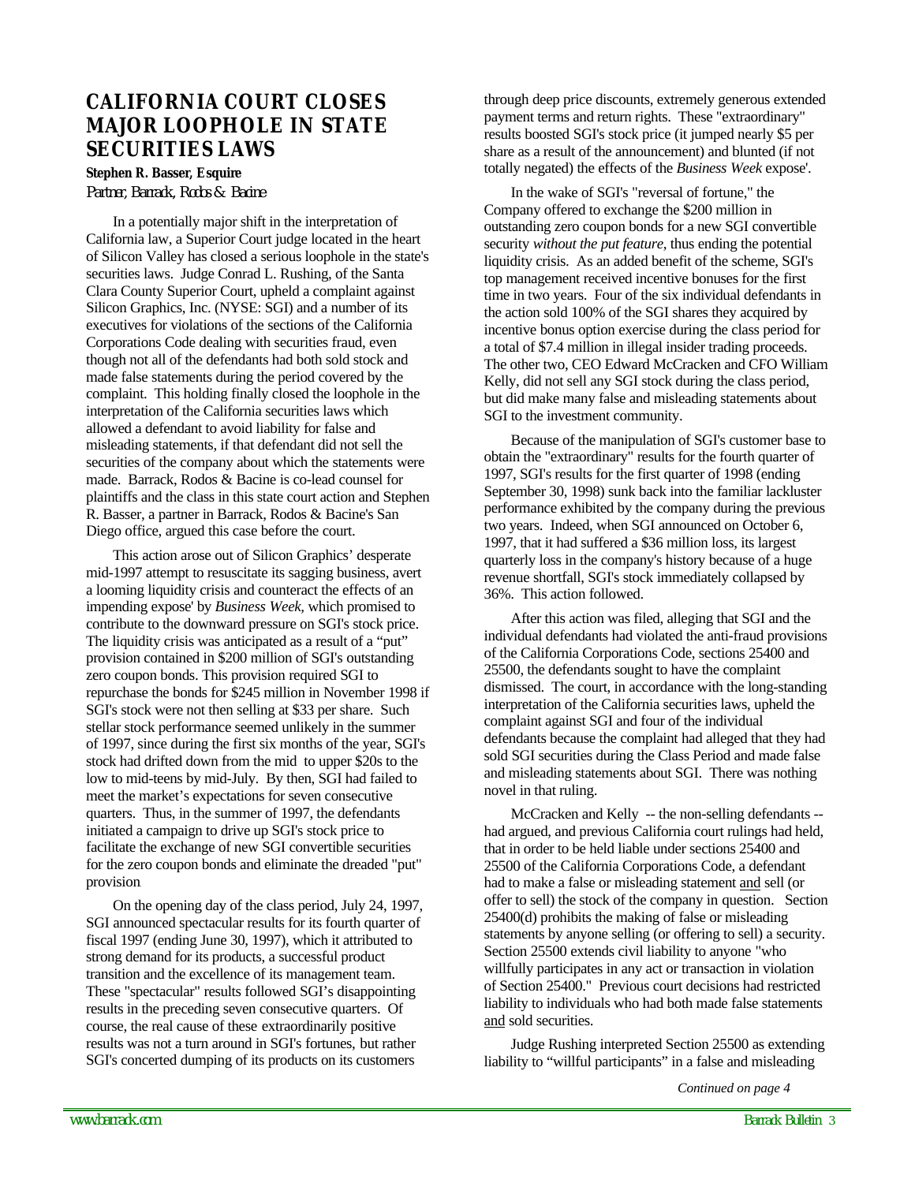# CALIFORNIA COURT CLOSES MAJOR LOOPHOLE IN STATE SECURITIES LAWS

**Stephen R. Basser, Esquire**
*Partner, Barrack, Rodos & Bacine*

In a potentially major shift in the interpretation of California law, a Superior Court judge located in the heart of Silicon Valley has closed a serious loophole in the state's securities laws. Judge Conrad L. Rushing, of the Santa Clara County Superior Court, upheld a complaint against Silicon Graphics, Inc. (NYSE: SGI) and a number of its executives for violations of the sections of the California Corporations Code dealing with securities fraud, even though not all of the defendants had both sold stock and made false statements during the period covered by the complaint. This holding finally closed the loophole in the interpretation of the California securities laws which allowed a defendant to avoid liability for false and misleading statements, if that defendant did not sell the securities of the company about which the statements were made. Barrack, Rodos & Bacine is co-lead counsel for plaintiffs and the class in this state court action and Stephen R. Basser, a partner in Barrack, Rodos & Bacine's San Diego office, argued this case before the court.

This action arose out of Silicon Graphics' desperate mid-1997 attempt to resuscitate its sagging business, avert a looming liquidity crisis and counteract the effects of an impending expose' by *Business Week*, which promised to contribute to the downward pressure on SGI's stock price. The liquidity crisis was anticipated as a result of a "put" provision contained in $200 million of SGI's outstanding zero coupon bonds. This provision required SGI to repurchase the bonds for $245 million in November 1998 if SGI's stock were not then selling at $33 per share. Such stellar stock performance seemed unlikely in the summer of 1997, since during the first six months of the year, SGI's stock had drifted down from the mid to upper $20s to the low to mid-teens by mid-July. By then, SGI had failed to meet the market's expectations for seven consecutive quarters. Thus, in the summer of 1997, the defendants initiated a campaign to drive up SGI's stock price to facilitate the exchange of new SGI convertible securities for the zero coupon bonds and eliminate the dreaded "put" provision.

On the opening day of the class period, July 24, 1997, SGI announced spectacular results for its fourth quarter of fiscal 1997 (ending June 30, 1997), which it attributed to strong demand for its products, a successful product transition and the excellence of its management team. These "spectacular" results followed SGI's disappointing results in the preceding seven consecutive quarters. Of course, the real cause of these extraordinarily positive results was not a turn around in SGI's fortunes, but rather SGI's concerted dumping of its products on its customers through deep price discounts, extremely generous extended payment terms and return rights. These "extraordinary" results boosted SGI's stock price (it jumped nearly $5 per share as a result of the announcement) and blunted (if not totally negated) the effects of the *Business Week* expose'.

In the wake of SGI's "reversal of fortune," the Company offered to exchange the $200 million in outstanding zero coupon bonds for a new SGI convertible security *without the put feature*, thus ending the potential liquidity crisis. As an added benefit of the scheme, SGI's top management received incentive bonuses for the first time in two years. Four of the six individual defendants in the action sold 100% of the SGI shares they acquired by incentive bonus option exercise during the class period for a total of $7.4 million in illegal insider trading proceeds. The other two, CEO Edward McCracken and CFO William Kelly, did not sell any SGI stock during the class period, but did make many false and misleading statements about SGI to the investment community.

Because of the manipulation of SGI's customer base to obtain the "extraordinary" results for the fourth quarter of 1997, SGI's results for the first quarter of 1998 (ending September 30, 1998) sunk back into the familiar lackluster performance exhibited by the company during the previous two years. Indeed, when SGI announced on October 6, 1997, that it had suffered a $36 million loss, its largest quarterly loss in the company's history because of a huge revenue shortfall, SGI's stock immediately collapsed by 36%. This action followed.

After this action was filed, alleging that SGI and the individual defendants had violated the anti-fraud provisions of the California Corporations Code, sections 25400 and 25500, the defendants sought to have the complaint dismissed. The court, in accordance with the long-standing interpretation of the California securities laws, upheld the complaint against SGI and four of the individual defendants because the complaint had alleged that they had sold SGI securities during the Class Period and made false and misleading statements about SGI. There was nothing novel in that ruling.

McCracken and Kelly -- the non-selling defendants -- had argued, and previous California court rulings had held, that in order to be held liable under sections 25400 and 25500 of the California Corporations Code, a defendant had to make a false or misleading statement and sell (or offer to sell) the stock of the company in question. Section 25400(d) prohibits the making of false or misleading statements by anyone selling (or offering to sell) a security. Section 25500 extends civil liability to anyone "who willfully participates in any act or transaction in violation of Section 25400." Previous court decisions had restricted liability to individuals who had both made false statements and sold securities.

Judge Rushing interpreted Section 25500 as extending liability to "willful participants" in a false and misleading

*Continued on page 4*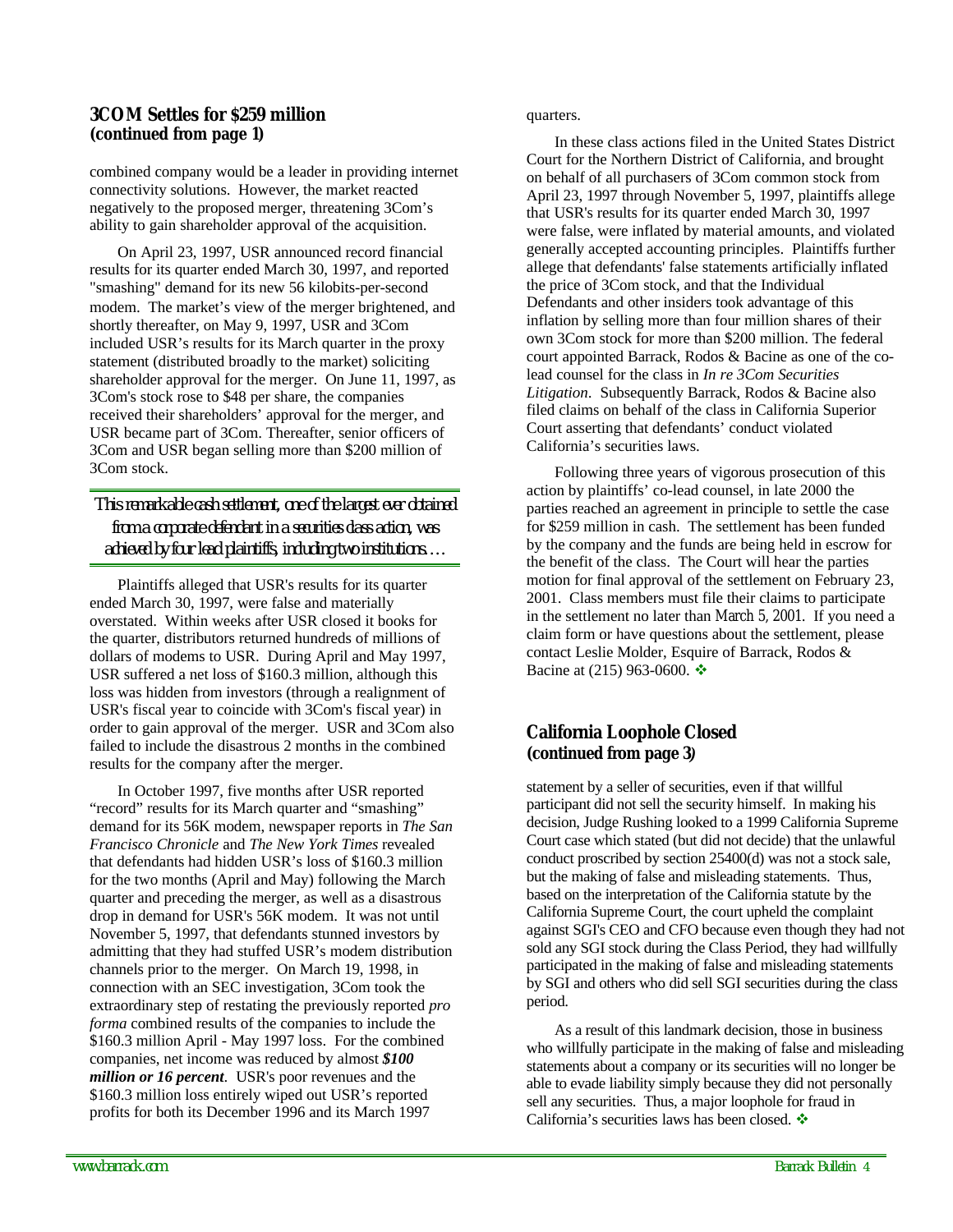## 3COM Settles for $259 million (continued from page 1)

combined company would be a leader in providing internet connectivity solutions. However, the market reacted negatively to the proposed merger, threatening 3Com's ability to gain shareholder approval of the acquisition.

On April 23, 1997, USR announced record financial results for its quarter ended March 30, 1997, and reported "smashing" demand for its new 56 kilobits-per-second modem. The market's view of the merger brightened, and shortly thereafter, on May 9, 1997, USR and 3Com included USR's results for its March quarter in the proxy statement (distributed broadly to the market) soliciting shareholder approval for the merger. On June 11, 1997, as 3Com's stock rose to $48 per share, the companies received their shareholders' approval for the merger, and USR became part of 3Com. Thereafter, senior officers of 3Com and USR began selling more than $200 million of 3Com stock.

> *This remarkable cash settlement, one of the largest ever obtained from a corporate defendant in a securities class action, was achieved by four lead plaintiffs, including two institutions….*

Plaintiffs alleged that USR's results for its quarter ended March 30, 1997, were false and materially overstated. Within weeks after USR closed it books for the quarter, distributors returned hundreds of millions of dollars of modems to USR. During April and May 1997, USR suffered a net loss of $160.3 million, although this loss was hidden from investors (through a realignment of USR's fiscal year to coincide with 3Com's fiscal year) in order to gain approval of the merger. USR and 3Com also failed to include the disastrous 2 months in the combined results for the company after the merger.

In October 1997, five months after USR reported "record" results for its March quarter and "smashing" demand for its 56K modem, newspaper reports in *The San Francisco Chronicle* and *The New York Times* revealed that defendants had hidden USR's loss of $160.3 million for the two months (April and May) following the March quarter and preceding the merger, as well as a disastrous drop in demand for USR's 56K modem. It was not until November 5, 1997, that defendants stunned investors by admitting that they had stuffed USR's modem distribution channels prior to the merger. On March 19, 1998, in connection with an SEC investigation, 3Com took the extraordinary step of restating the previously reported *pro forma* combined results of the companies to include the $160.3 million April - May 1997 loss. For the combined companies, net income was reduced by almost ***$100 million or 16 percent***. USR's poor revenues and the $160.3 million loss entirely wiped out USR's reported profits for both its December 1996 and its March 1997 quarters.

In these class actions filed in the United States District Court for the Northern District of California, and brought on behalf of all purchasers of 3Com common stock from April 23, 1997 through November 5, 1997, plaintiffs allege that USR's results for its quarter ended March 30, 1997 were false, were inflated by material amounts, and violated generally accepted accounting principles. Plaintiffs further allege that defendants' false statements artificially inflated the price of 3Com stock, and that the Individual Defendants and other insiders took advantage of this inflation by selling more than four million shares of their own 3Com stock for more than $200 million. The federal court appointed Barrack, Rodos & Bacine as one of the co-lead counsel for the class in *In re 3Com Securities Litigation*. Subsequently Barrack, Rodos & Bacine also filed claims on behalf of the class in California Superior Court asserting that defendants' conduct violated California's securities laws.

Following three years of vigorous prosecution of this action by plaintiffs' co-lead counsel, in late 2000 the parties reached an agreement in principle to settle the case for $259 million in cash. The settlement has been funded by the company and the funds are being held in escrow for the benefit of the class. The Court will hear the parties motion for final approval of the settlement on February 23, 2001. Class members must file their claims to participate in the settlement no later than March 5, 2001. If you need a claim form or have questions about the settlement, please contact Leslie Molder, Esquire of Barrack, Rodos & Bacine at (215) 963-0600. ❖

## California Loophole Closed (continued from page 3)

statement by a seller of securities, even if that willful participant did not sell the security himself. In making his decision, Judge Rushing looked to a 1999 California Supreme Court case which stated (but did not decide) that the unlawful conduct proscribed by section 25400(d) was not a stock sale, but the making of false and misleading statements. Thus, based on the interpretation of the California statute by the California Supreme Court, the court upheld the complaint against SGI's CEO and CFO because even though they had not sold any SGI stock during the Class Period, they had willfully participated in the making of false and misleading statements by SGI and others who did sell SGI securities during the class period.

As a result of this landmark decision, those in business who willfully participate in the making of false and misleading statements about a company or its securities will no longer be able to evade liability simply because they did not personally sell any securities. Thus, a major loophole for fraud in California's securities laws has been closed. ❖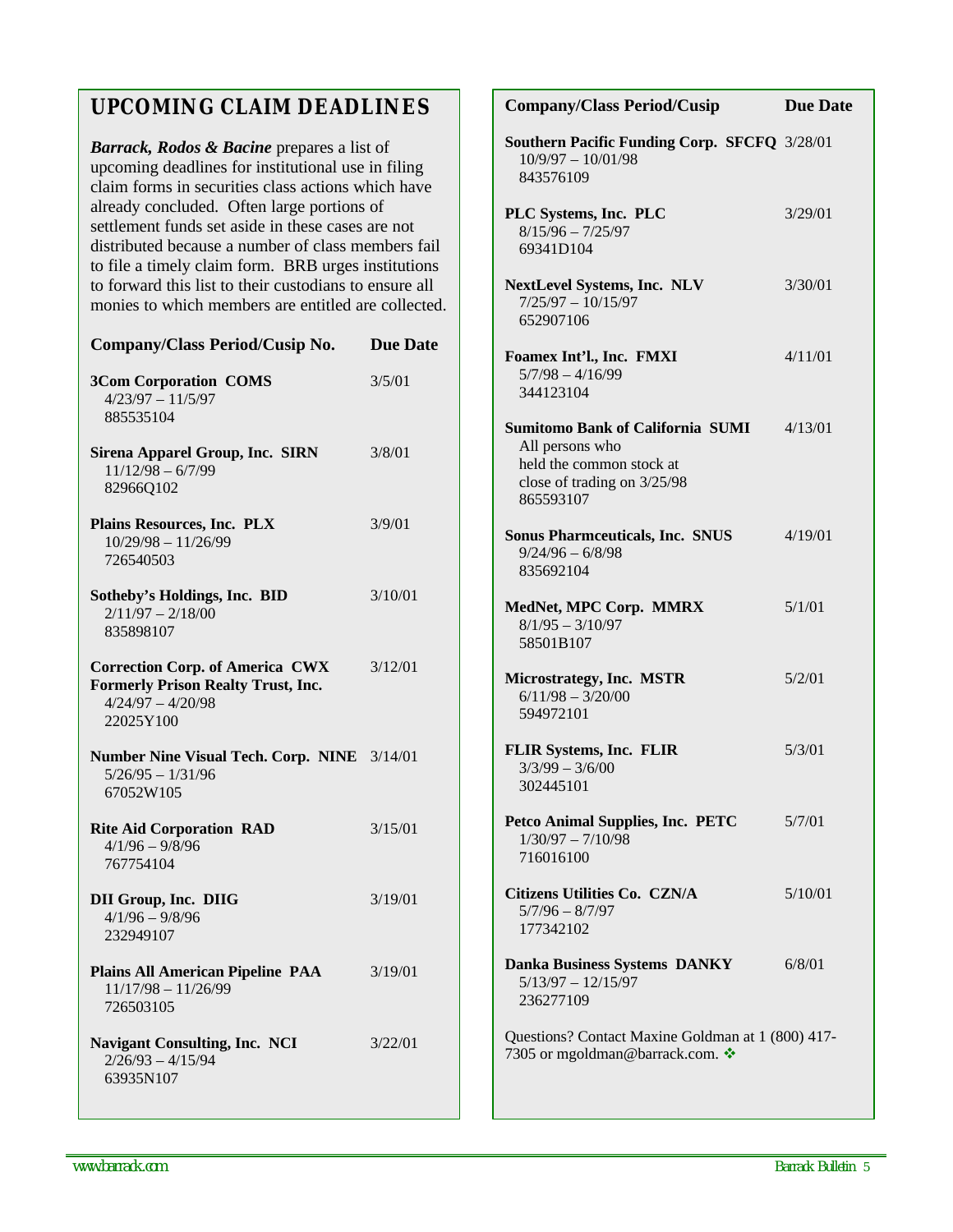## UPCOMING CLAIM DEADLINES

***Barrack, Rodos & Bacine*** prepares a list of upcoming deadlines for institutional use in filing claim forms in securities class actions which have already concluded. Often large portions of settlement funds set aside in these cases are not distributed because a number of class members fail to file a timely claim form. BRB urges institutions to forward this list to their custodians to ensure all monies to which members are entitled are collected.

| Company/Class Period/Cusip No. | Due Date |
|---|---|
| **3Com Corporation COMS**<br>4/23/97 – 11/5/97<br>885535104 | 3/5/01 |
| **Sirena Apparel Group, Inc. SIRN**<br>11/12/98 – 6/7/99<br>82966Q102 | 3/8/01 |
| **Plains Resources, Inc. PLX**<br>10/29/98 – 11/26/99<br>726540503 | 3/9/01 |
| **Sotheby's Holdings, Inc. BID**<br>2/11/97 – 2/18/00<br>835898107 | 3/10/01 |
| **Correction Corp. of America CWX Formerly Prison Realty Trust, Inc.**<br>4/24/97 – 4/20/98<br>22025Y100 | 3/12/01 |
| **Number Nine Visual Tech. Corp. NINE**<br>5/26/95 – 1/31/96<br>67052W105 | 3/14/01 |
| **Rite Aid Corporation RAD**<br>4/1/96 – 9/8/96<br>767754104 | 3/15/01 |
| **DII Group, Inc. DIIG**<br>4/1/96 – 9/8/96<br>232949107 | 3/19/01 |
| **Plains All American Pipeline PAA**<br>11/17/98 – 11/26/99<br>726503105 | 3/19/01 |
| **Navigant Consulting, Inc. NCI**<br>2/26/93 – 4/15/94<br>63935N107 | 3/22/01 |
| **Southern Pacific Funding Corp. SFCFQ**<br>10/9/97 – 10/01/98<br>843576109 | 3/28/01 |
| **PLC Systems, Inc. PLC**<br>8/15/96 – 7/25/97<br>69341D104 | 3/29/01 |
| **NextLevel Systems, Inc. NLV**<br>7/25/97 – 10/15/97<br>652907106 | 3/30/01 |
| **Foamex Int'l., Inc. FMXI**<br>5/7/98 – 4/16/99<br>344123104 | 4/11/01 |
| **Sumitomo Bank of California SUMI**<br>All persons who held the common stock at close of trading on 3/25/98<br>865593107 | 4/13/01 |
| **Sonus Pharmceuticals, Inc. SNUS**<br>9/24/96 – 6/8/98<br>835692104 | 4/19/01 |
| **MedNet, MPC Corp. MMRX**<br>8/1/95 – 3/10/97<br>58501B107 | 5/1/01 |
| **Microstrategy, Inc. MSTR**<br>6/11/98 – 3/20/00<br>594972101 | 5/2/01 |
| **FLIR Systems, Inc. FLIR**<br>3/3/99 – 3/6/00<br>302445101 | 5/3/01 |
| **Petco Animal Supplies, Inc. PETC**<br>1/30/97 – 7/10/98<br>716016100 | 5/7/01 |
| **Citizens Utilities Co. CZN/A**<br>5/7/96 – 8/7/97<br>177342102 | 5/10/01 |
| **Danka Business Systems DANKY**<br>5/13/97 – 12/15/97<br>236277109 | 6/8/01 |

Questions? Contact Maxine Goldman at 1 (800) 417-7305 or mgoldman@barrack.com. ❖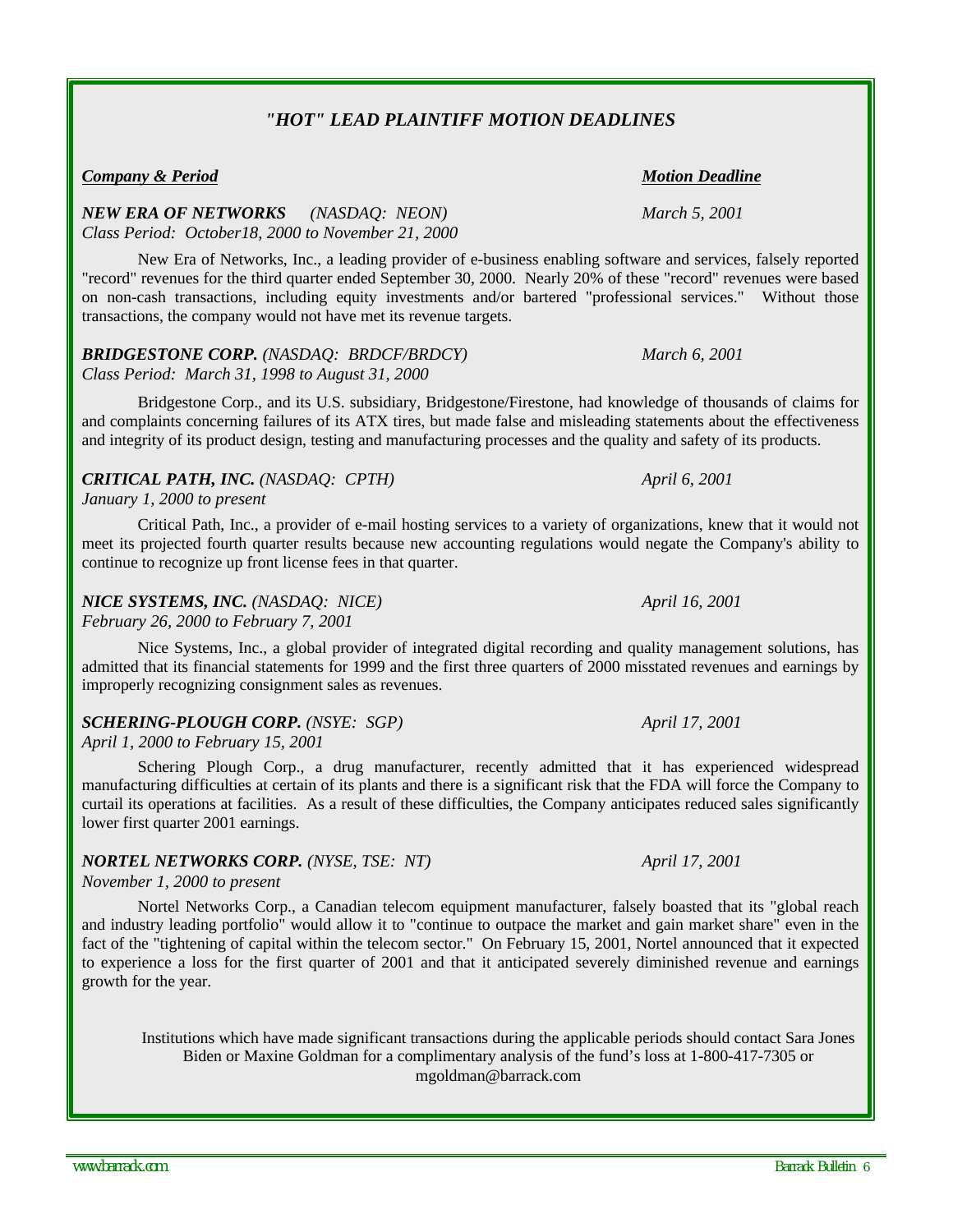## *"HOT" LEAD PLAINTIFF MOTION DEADLINES*

***Company & Period*** — ***Motion Deadline***

***NEW ERA OF NETWORKS*** *(NASDAQ: NEON)* — *March 5, 2001*
*Class Period: October18, 2000 to November 21, 2000*

New Era of Networks, Inc., a leading provider of e-business enabling software and services, falsely reported "record" revenues for the third quarter ended September 30, 2000. Nearly 20% of these "record" revenues were based on non-cash transactions, including equity investments and/or bartered "professional services." Without those transactions, the company would not have met its revenue targets.

***BRIDGESTONE CORP.*** *(NASDAQ: BRDCF/BRDCY)* — *March 6, 2001*
*Class Period: March 31, 1998 to August 31, 2000*

Bridgestone Corp., and its U.S. subsidiary, Bridgestone/Firestone, had knowledge of thousands of claims for and complaints concerning failures of its ATX tires, but made false and misleading statements about the effectiveness and integrity of its product design, testing and manufacturing processes and the quality and safety of its products.

***CRITICAL PATH, INC.*** *(NASDAQ: CPTH)* — *April 6, 2001*
*January 1, 2000 to present*

Critical Path, Inc., a provider of e-mail hosting services to a variety of organizations, knew that it would not meet its projected fourth quarter results because new accounting regulations would negate the Company's ability to continue to recognize up front license fees in that quarter.

***NICE SYSTEMS, INC.*** *(NASDAQ: NICE)* — *April 16, 2001*
*February 26, 2000 to February 7, 2001*

Nice Systems, Inc., a global provider of integrated digital recording and quality management solutions, has admitted that its financial statements for 1999 and the first three quarters of 2000 misstated revenues and earnings by improperly recognizing consignment sales as revenues.

***SCHERING-PLOUGH CORP.*** *(NSYE: SGP)* — *April 17, 2001*
*April 1, 2000 to February 15, 2001*

Schering Plough Corp., a drug manufacturer, recently admitted that it has experienced widespread manufacturing difficulties at certain of its plants and there is a significant risk that the FDA will force the Company to curtail its operations at facilities. As a result of these difficulties, the Company anticipates reduced sales significantly lower first quarter 2001 earnings.

***NORTEL NETWORKS CORP.*** *(NYSE, TSE: NT)* — *April 17, 2001*
*November 1, 2000 to present*

Nortel Networks Corp., a Canadian telecom equipment manufacturer, falsely boasted that its "global reach and industry leading portfolio" would allow it to "continue to outpace the market and gain market share" even in the fact of the "tightening of capital within the telecom sector." On February 15, 2001, Nortel announced that it expected to experience a loss for the first quarter of 2001 and that it anticipated severely diminished revenue and earnings growth for the year.

Institutions which have made significant transactions during the applicable periods should contact Sara Jones Biden or Maxine Goldman for a complimentary analysis of the fund's loss at 1-800-417-7305 or mgoldman@barrack.com